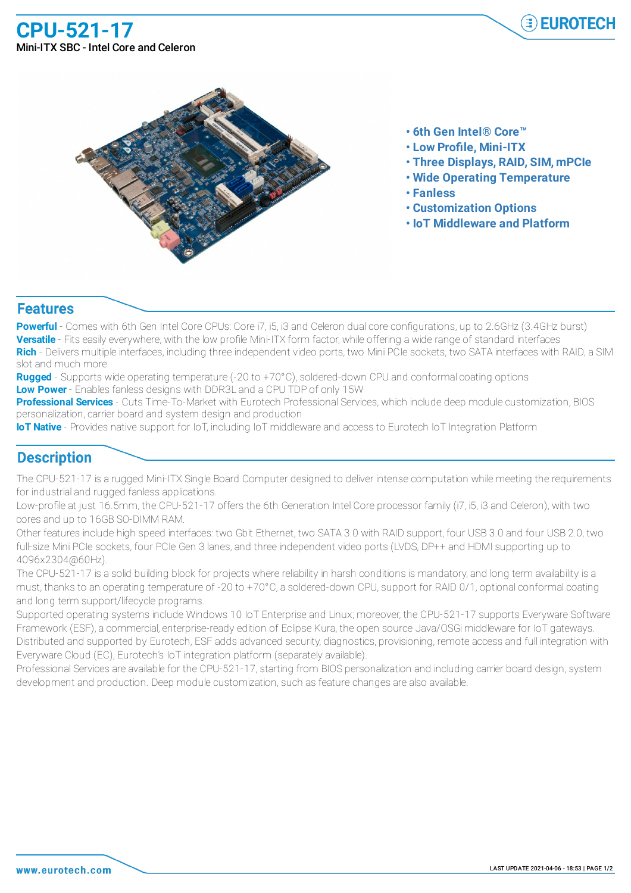# CPU-521-17

Mini-ITX SBC - Intel Core and Celeron

- 6th Gen Intel® Core™
- Low Profile, Mini-ITX
- Three Displays, RAID, SIM, mPCIe
- Wide Operating Temperature
- Fanless
- Customization Options
- IoT Middleware and Platform

## Features

**Powerful** - Comes with 6th Gen Intel Core CPUs: Core i7, i5, i3 and Celeron dual core configurations, up to 2.6GHz (3.4GHz burst)
**Versatile** - Fits easily everywhere, with the low profile Mini-ITX form factor, while offering a wide range of standard interfaces
**Rich** - Delivers multiple interfaces, including three independent video ports, two Mini PCIe sockets, two SATA interfaces with RAID, a SIM slot and much more
**Rugged** - Supports wide operating temperature (-20 to +70°C), soldered-down CPU and conformal coating options
**Low Power** - Enables fanless designs with DDR3L and a CPU TDP of only 15W
**Professional Services** - Cuts Time-To-Market with Eurotech Professional Services, which include deep module customization, BIOS personalization, carrier board and system design and production
**IoT Native** - Provides native support for IoT, including IoT middleware and access to Eurotech IoT Integration Platform

## Description

The CPU-521-17 is a rugged Mini-ITX Single Board Computer designed to deliver intense computation while meeting the requirements for industrial and rugged fanless applications.
Low-profile at just 16.5mm, the CPU-521-17 offers the 6th Generation Intel Core processor family (i7, i5, i3 and Celeron), with two cores and up to 16GB SO-DIMM RAM.
Other features include high speed interfaces: two Gbit Ethernet, two SATA 3.0 with RAID support, four USB 3.0 and four USB 2.0, two full-size Mini PCIe sockets, four PCIe Gen 3 lanes, and three independent video ports (LVDS, DP++ and HDMI supporting up to 4096x2304@60Hz).
The CPU-521-17 is a solid building block for projects where reliability in harsh conditions is mandatory, and long term availability is a must, thanks to an operating temperature of -20 to +70°C, a soldered-down CPU, support for RAID 0/1, optional conformal coating and long term support/lifecycle programs.
Supported operating systems include Windows 10 IoT Enterprise and Linux; moreover, the CPU-521-17 supports Everyware Software Framework (ESF), a commercial, enterprise-ready edition of Eclipse Kura, the open source Java/OSGi middleware for IoT gateways. Distributed and supported by Eurotech, ESF adds advanced security, diagnostics, provisioning, remote access and full integration with Everyware Cloud (EC), Eurotech's IoT integration platform (separately available).
Professional Services are available for the CPU-521-17, starting from BIOS personalization and including carrier board design, system development and production. Deep module customization, such as feature changes are also available.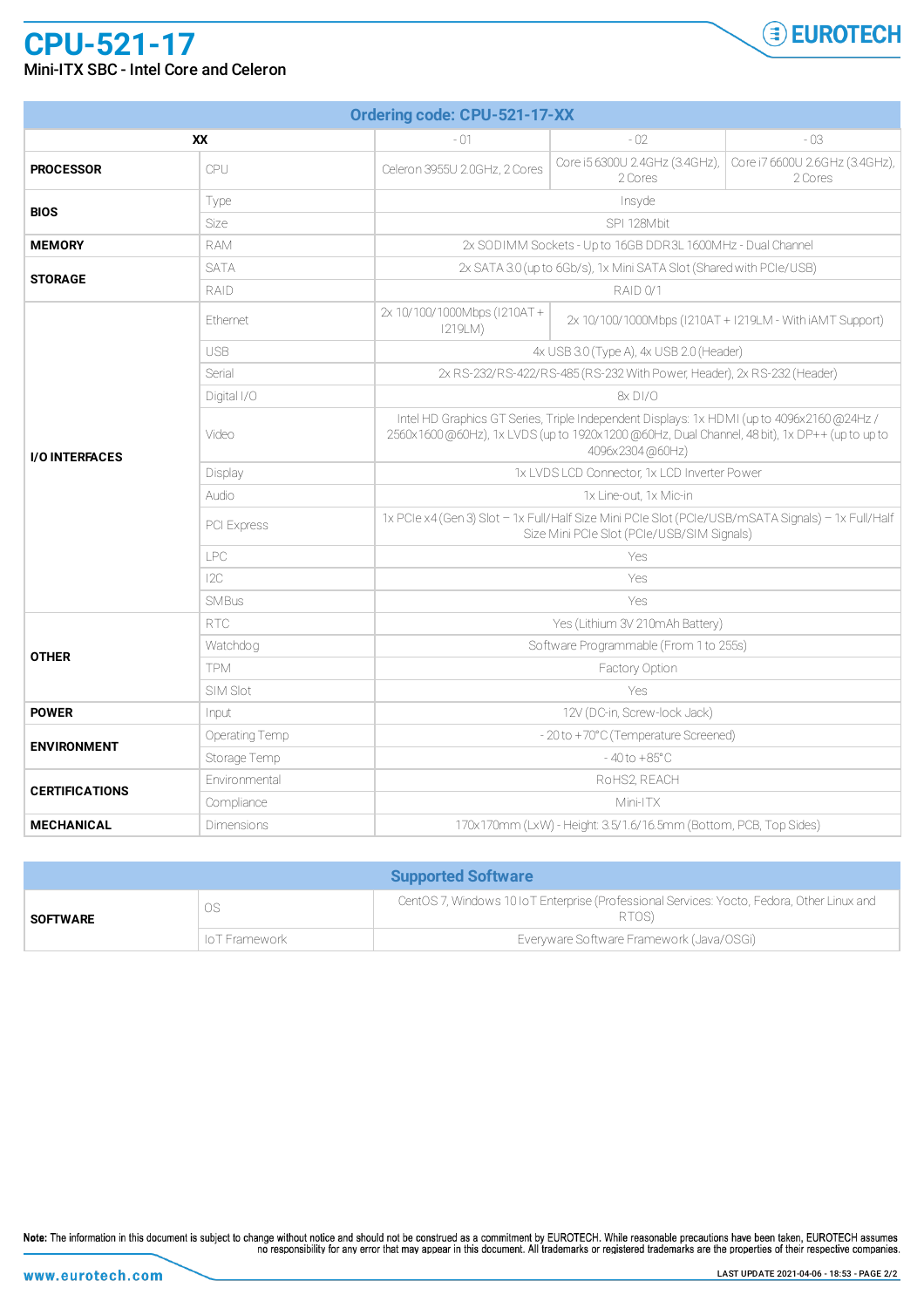# CPU-521-17

Mini-ITX SBC - Intel Core and Celeron

| Ordering code: CPU-521-17-XX | | | | |
|---|---|---|---|---|
| XX | | - 01 | - 02 | - 03 |
| **PROCESSOR** | CPU | Celeron 3955U 2.0GHz, 2 Cores | Core i5 6300U 2.4GHz (3.4GHz), 2 Cores | Core i7 6600U 2.6GHz (3.4GHz), 2 Cores |
| **BIOS** | Type | Insyde | | |
| | Size | SPI 128Mbit | | |
| **MEMORY** | RAM | 2x SODIMM Sockets - Up to 16GB DDR3L 1600MHz - Dual Channel | | |
| **STORAGE** | SATA | 2x SATA 3.0 (up to 6Gb/s), 1x Mini SATA Slot (Shared with PCIe/USB) | | |
| | RAID | RAID 0/1 | | |
| **I/O INTERFACES** | Ethernet | 2x 10/100/1000Mbps (I210AT + I219LM) | 2x 10/100/1000Mbps (I210AT + I219LM - With iAMT Support) | |
| | USB | 4x USB 3.0 (Type A), 4x USB 2.0 (Header) | | |
| | Serial | 2x RS-232/RS-422/RS-485 (RS-232 With Power, Header), 2x RS-232 (Header) | | |
| | Digital I/O | 8x DI/O | | |
| | Video | Intel HD Graphics GT Series, Triple Independent Displays: 1x HDMI (up to 4096x2160 @24Hz / 2560x1600 @60Hz), 1x LVDS (up to 1920x1200 @60Hz, Dual Channel, 48 bit), 1x DP++ (up to up to 4096x2304 @60Hz) | | |
| | Display | 1x LVDS LCD Connector, 1x LCD Inverter Power | | |
| | Audio | 1x Line-out, 1x Mic-in | | |
| | PCI Express | 1x PCIe x4 (Gen 3) Slot – 1x Full/Half Size Mini PCIe Slot (PCIe/USB/mSATA Signals) – 1x Full/Half Size Mini PCIe Slot (PCIe/USB/SIM Signals) | | |
| | LPC | Yes | | |
| | I2C | Yes | | |
| | SMBus | Yes | | |
| **OTHER** | RTC | Yes (Lithium 3V 210mAh Battery) | | |
| | Watchdog | Software Programmable (From 1 to 255s) | | |
| | TPM | Factory Option | | |
| | SIM Slot | Yes | | |
| **POWER** | Input | 12V (DC-in, Screw-lock Jack) | | |
| **ENVIRONMENT** | Operating Temp | - 20 to +70°C (Temperature Screened) | | |
| | Storage Temp | - 40 to +85°C | | |
| **CERTIFICATIONS** | Environmental | RoHS2, REACH | | |
| | Compliance | Mini-ITX | | |
| **MECHANICAL** | Dimensions | 170x170mm (LxW) - Height: 3.5/1.6/16.5mm (Bottom, PCB, Top Sides) | | |

| Supported Software | | |
|---|---|---|
| **SOFTWARE** | OS | CentOS 7, Windows 10 IoT Enterprise (Professional Services: Yocto, Fedora, Other Linux and RTOS) |
| | IoT Framework | Everyware Software Framework (Java/OSGi) |

**Note:** The information in this document is subject to change without notice and should not be construed as a commitment by EUROTECH. While reasonable precautions have been taken, EUROTECH assumes no responsibility for any error that may appear in this document. All trademarks or registered trademarks are the properties of their respective companies.

www.eurotech.com

LAST UPDATE 2021-04-06 - 18:53